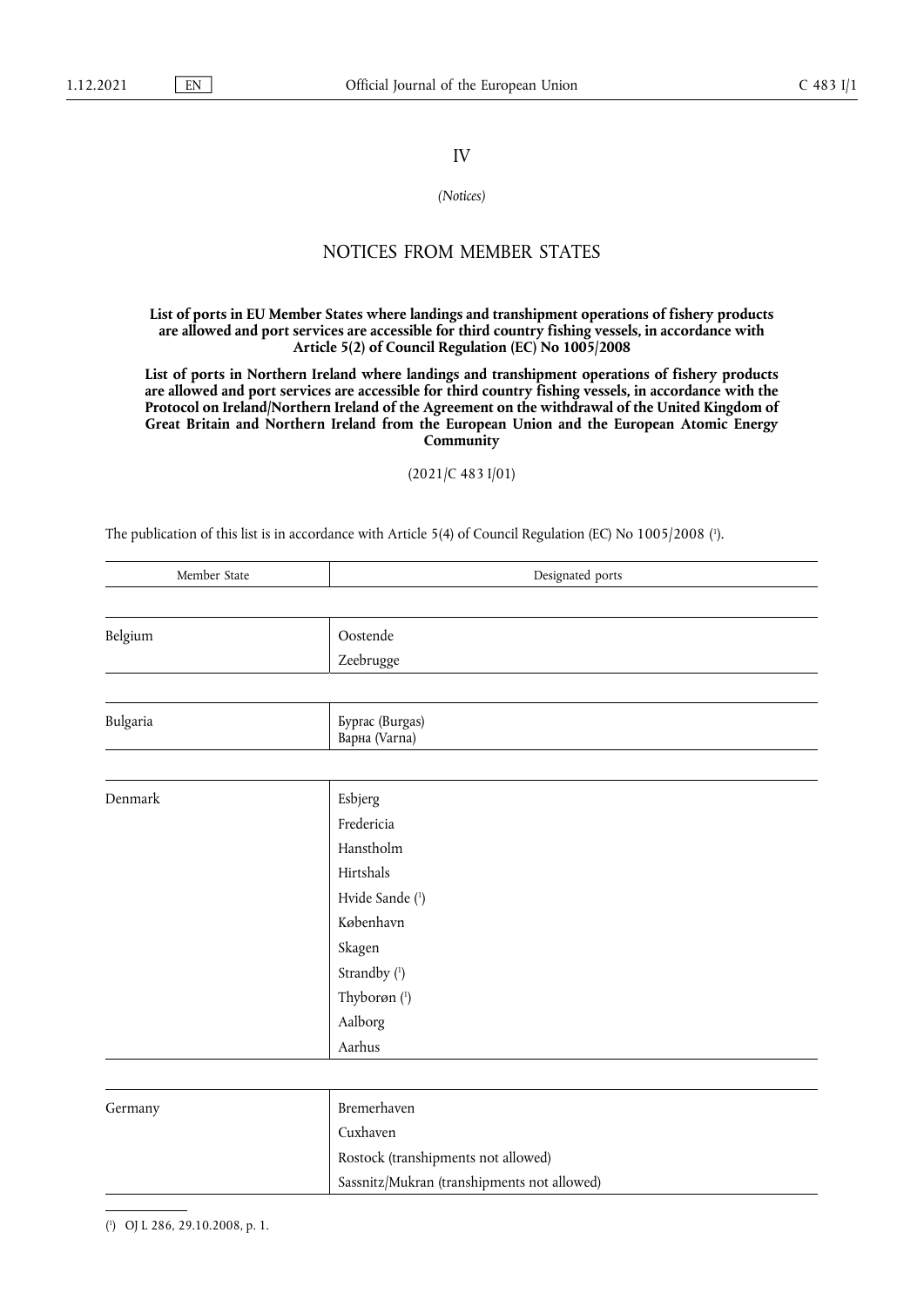IV

*(Notices)*

## NOTICES FROM MEMBER STATES

**List of ports in EU Member States where landings and transhipment operations of fishery products are allowed and port services are accessible for third country fishing vessels, in accordance with Article 5(2) of Council Regulation (EC) No 1005/2008**

**List of ports in Northern Ireland where landings and transhipment operations of fishery products are allowed and port services are accessible for third country fishing vessels, in accordance with the Protocol on Ireland/Northern Ireland of the Agreement on the withdrawal of the United Kingdom of Great Britain and Northern Ireland from the European Union and the European Atomic Energy Community**

(2021/C 483 I/01)

The publication of this list is in accordance with Article 5(4) of Council Regulation (EC) No 1005/2008 [1].

| Member State | Designated ports |
| --- | --- |
| Belgium | Oostende |
| | Zeebrugge |
| Bulgaria | Бургас (Burgas)<br>Варна (Varna) |
| Denmark | Esbjerg |
| | Fredericia |
| | Hanstholm |
| | Hirtshals |
| | Hvide Sande [1] |
| | København |
| | Skagen |
| | Strandby [1] |
| | Thyborøn [1] |
| | Aalborg |
| | Aarhus |
| Germany | Bremerhaven |
| | Cuxhaven |
| | Rostock (transhipments not allowed) |
| | Sassnitz/Mukran (transhipments not allowed) |

[1] OJ L 286, 29.10.2008, p. 1.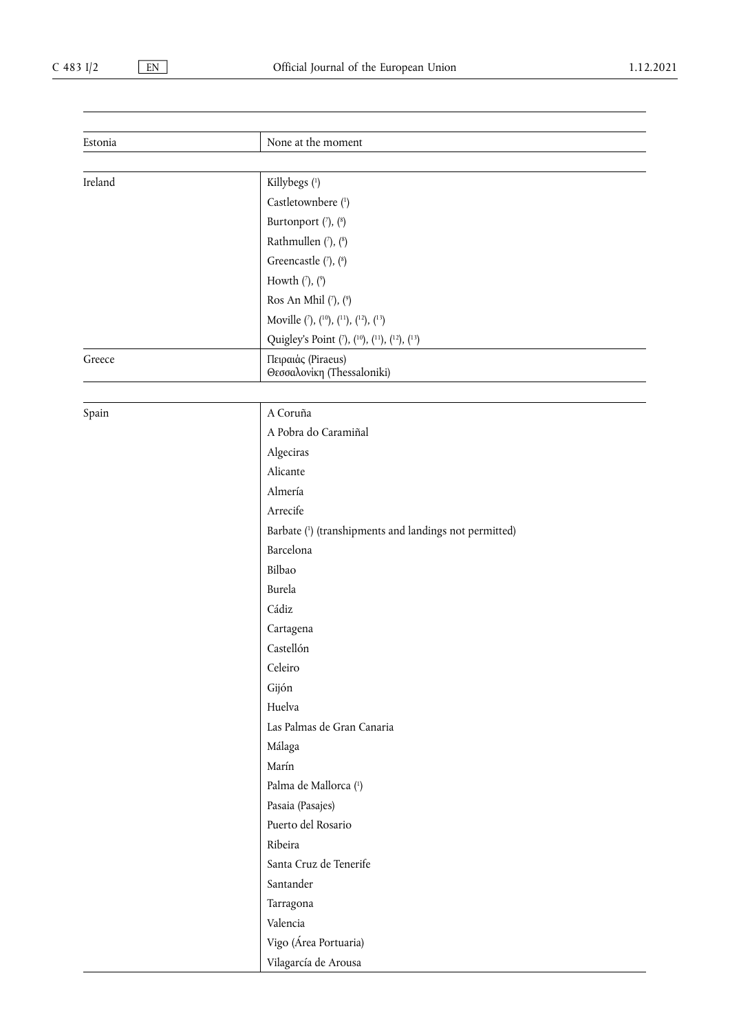| | |
|---|---|
| Estonia | None at the moment |
| Ireland | Killybegs [1] |
| | Castletownbere [1] |
| | Burtonport [7], [8] |
| | Rathmullen [7], [8] |
| | Greencastle [7], [8] |
| | Howth [7], [9] |
| | Ros An Mhil [7], [9] |
| | Moville [7], [10], [11], [12], [13] |
| | Quigley's Point [7], [10], [11], [12], [13] |
| Greece | Πειραιάς (Piraeus)<br>Θεσσαλονίκη (Thessaloniki) |
| Spain | A Coruña |
| | A Pobra do Caramiñal |
| | Algeciras |
| | Alicante |
| | Almería |
| | Arrecife |
| | Barbate [1] (transhipments and landings not permitted) |
| | Barcelona |
| | Bilbao |
| | Burela |
| | Cádiz |
| | Cartagena |
| | Castellón |
| | Celeiro |
| | Gijón |
| | Huelva |
| | Las Palmas de Gran Canaria |
| | Málaga |
| | Marín |
| | Palma de Mallorca [1] |
| | Pasaia (Pasajes) |
| | Puerto del Rosario |
| | Ribeira |
| | Santa Cruz de Tenerife |
| | Santander |
| | Tarragona |
| | Valencia |
| | Vigo (Área Portuaria) |
| | Vilagarcía de Arousa |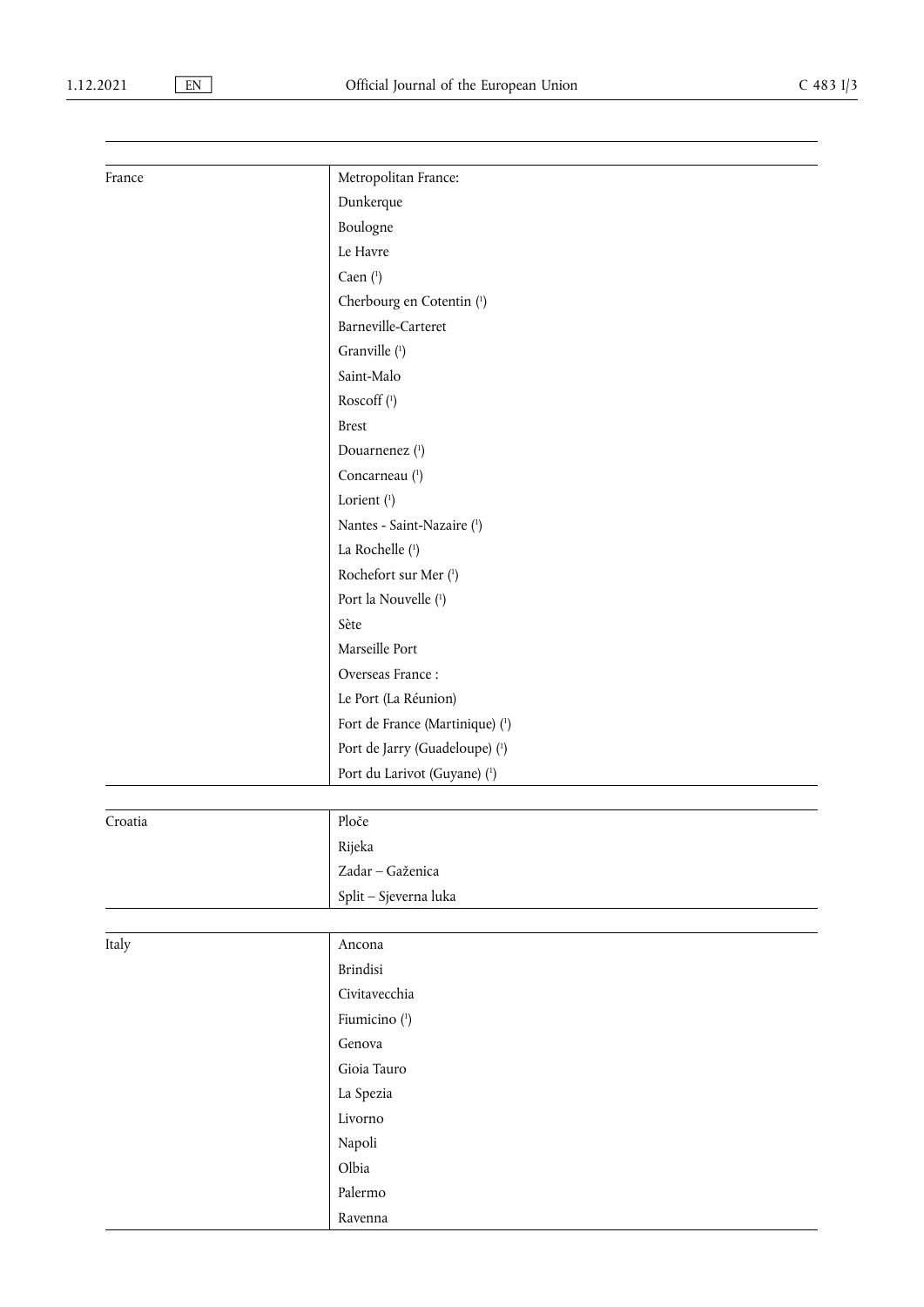| | |
|---|---|
| France | Metropolitan France: |
| | Dunkerque |
| | Boulogne |
| | Le Havre |
| | Caen [1] |
| | Cherbourg en Cotentin [1] |
| | Barneville-Carteret |
| | Granville [1] |
| | Saint-Malo |
| | Roscoff [1] |
| | Brest |
| | Douarnenez [1] |
| | Concarneau [1] |
| | Lorient [1] |
| | Nantes - Saint-Nazaire [1] |
| | La Rochelle [1] |
| | Rochefort sur Mer [1] |
| | Port la Nouvelle [1] |
| | Sète |
| | Marseille Port |
| | Overseas France : |
| | Le Port (La Réunion) |
| | Fort de France (Martinique) [1] |
| | Port de Jarry (Guadeloupe) [1] |
| | Port du Larivot (Guyane) [1] |
| Croatia | Ploče |
| | Rijeka |
| | Zadar – Gaženica |
| | Split – Sjeverna luka |
| Italy | Ancona |
| | Brindisi |
| | Civitavecchia |
| | Fiumicino [1] |
| | Genova |
| | Gioia Tauro |
| | La Spezia |
| | Livorno |
| | Napoli |
| | Olbia |
| | Palermo |
| | Ravenna |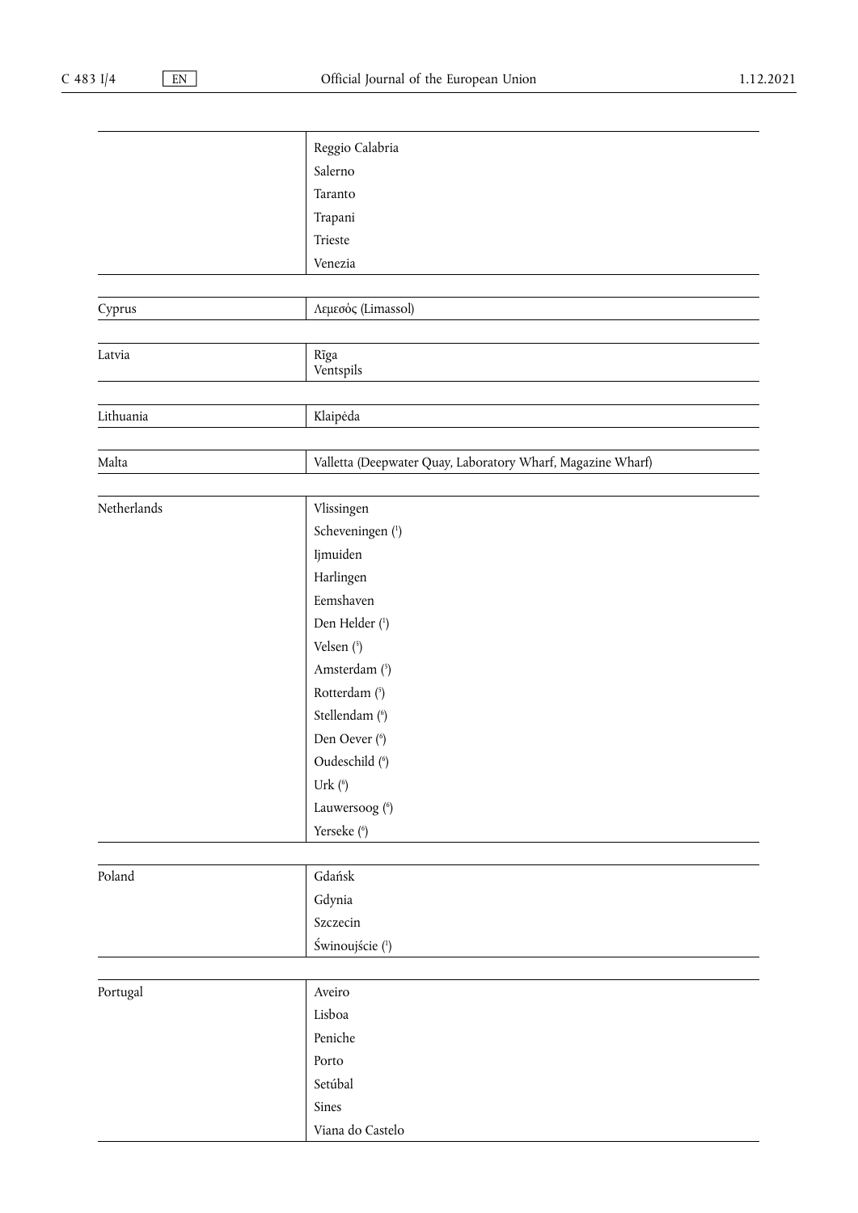| | |
|---|---|
| | Reggio Calabria |
| | Salerno |
| | Taranto |
| | Trapani |
| | Trieste |
| | Venezia |
| Cyprus | Λεμεσός (Limassol) |
| Latvia | Rīga<br>Ventspils |
| Lithuania | Klaipėda |
| Malta | Valletta (Deepwater Quay, Laboratory Wharf, Magazine Wharf) |
| Netherlands | Vlissingen |
| | Scheveningen [1] |
| | Ijmuiden |
| | Harlingen |
| | Eemshaven |
| | Den Helder [1] |
| | Velsen [5] |
| | Amsterdam [5] |
| | Rotterdam [5] |
| | Stellendam [6] |
| | Den Oever [6] |
| | Oudeschild [6] |
| | Urk [6] |
| | Lauwersoog [6] |
| | Yerseke [6] |
| Poland | Gdańsk |
| | Gdynia |
| | Szczecin |
| | Świnoujście [1] |
| Portugal | Aveiro |
| | Lisboa |
| | Peniche |
| | Porto |
| | Setúbal |
| | Sines |
| | Viana do Castelo |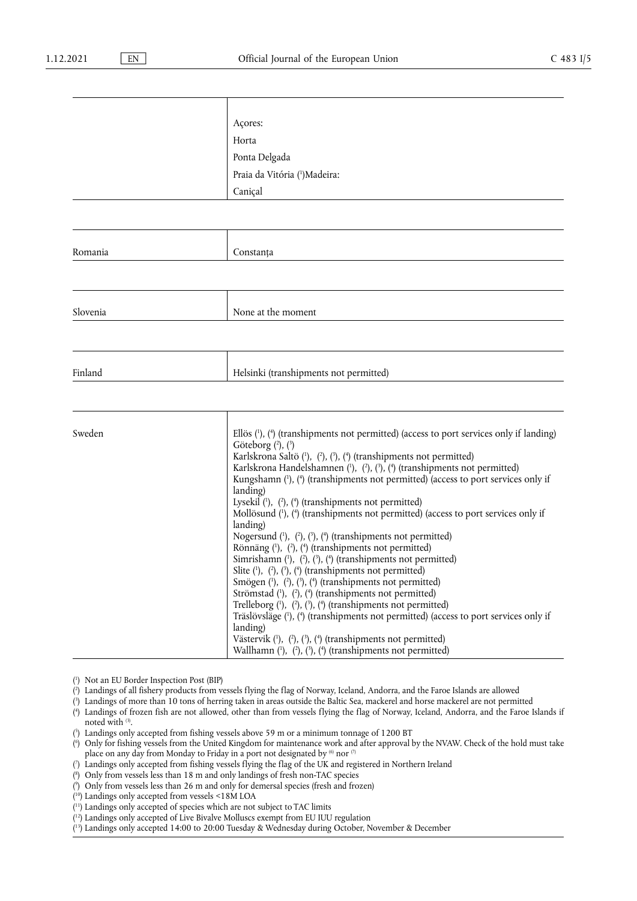| | |
|---|---|
| | Açores:<br>Horta<br>Ponta Delgada<br>Praia da Vitória ([1])Madeira:<br>Caniçal |

| | |
|---|---|
| Romania | Constanța |

| | |
|---|---|
| Slovenia | None at the moment |

| | |
|---|---|
| Finland | Helsinki (transhipments not permitted) |

| | |
|---|---|
| Sweden | Ellös ([1]), ([4]) (transhipments not permitted) (access to port services only if landing)<br>Göteborg ([2]), ([3])<br>Karlskrona Saltö ([1]), ([2]), ([3]), ([4]) (transhipments not permitted)<br>Karlskrona Handelshamnen ([1]), ([2]), ([3]), ([4]) (transhipments not permitted)<br>Kungshamn ([1]), ([4]) (transhipments not permitted) (access to port services only if landing)<br>Lysekil ([1]), ([2]), ([4]) (transhipments not permitted)<br>Mollösund ([1]), ([4]) (transhipments not permitted) (access to port services only if landing)<br>Nogersund ([1]), ([2]), ([3]), ([4]) (transhipments not permitted)<br>Rönnäng ([1]), ([2]), ([4]) (transhipments not permitted)<br>Simrishamn ([1]), ([2]), ([3]), ([4]) (transhipments not permitted)<br>Slite ([1]), ([2]), ([3]), ([4]) (transhipments not permitted)<br>Smögen ([1]), ([2]), ([3]), ([4]) (transhipments not permitted)<br>Strömstad ([1]), ([2]), ([4]) (transhipments not permitted)<br>Trelleborg ([1]), ([2]), ([3]), ([4]) (transhipments not permitted)<br>Träslövsläge ([1]), ([4]) (transhipments not permitted) (access to port services only if landing)<br>Västervik ([1]), ([2]), ([3]), ([4]) (transhipments not permitted)<br>Wallhamn ([1]), ([2]), ([3]), ([4]) (transhipments not permitted) |

([1]) Not an EU Border Inspection Post (BIP)

([2]) Landings of all fishery products from vessels flying the flag of Norway, Iceland, Andorra, and the Faroe Islands are allowed

([3]) Landings of more than 10 tons of herring taken in areas outside the Baltic Sea, mackerel and horse mackerel are not permitted

([4]) Landings of frozen fish are not allowed, other than from vessels flying the flag of Norway, Iceland, Andorra, and the Faroe Islands if noted with [3].

([5]) Landings only accepted from fishing vessels above 59 m or a minimum tonnage of 1200 BT

([6]) Only for fishing vessels from the United Kingdom for maintenance work and after approval by the NVAW. Check of the hold must take place on any day from Monday to Friday in a port not designated by [6] nor [7]

([7]) Landings only accepted from fishing vessels flying the flag of the UK and registered in Northern Ireland

([8]) Only from vessels less than 18 m and only landings of fresh non-TAC species

([9]) Only from vessels less than 26 m and only for demersal species (fresh and frozen)

([10]) Landings only accepted from vessels <18M LOA

([11]) Landings only accepted of species which are not subject to TAC limits

([12]) Landings only accepted of Live Bivalve Molluscs exempt from EU IUU regulation

([13]) Landings only accepted 14:00 to 20:00 Tuesday & Wednesday during October, November & December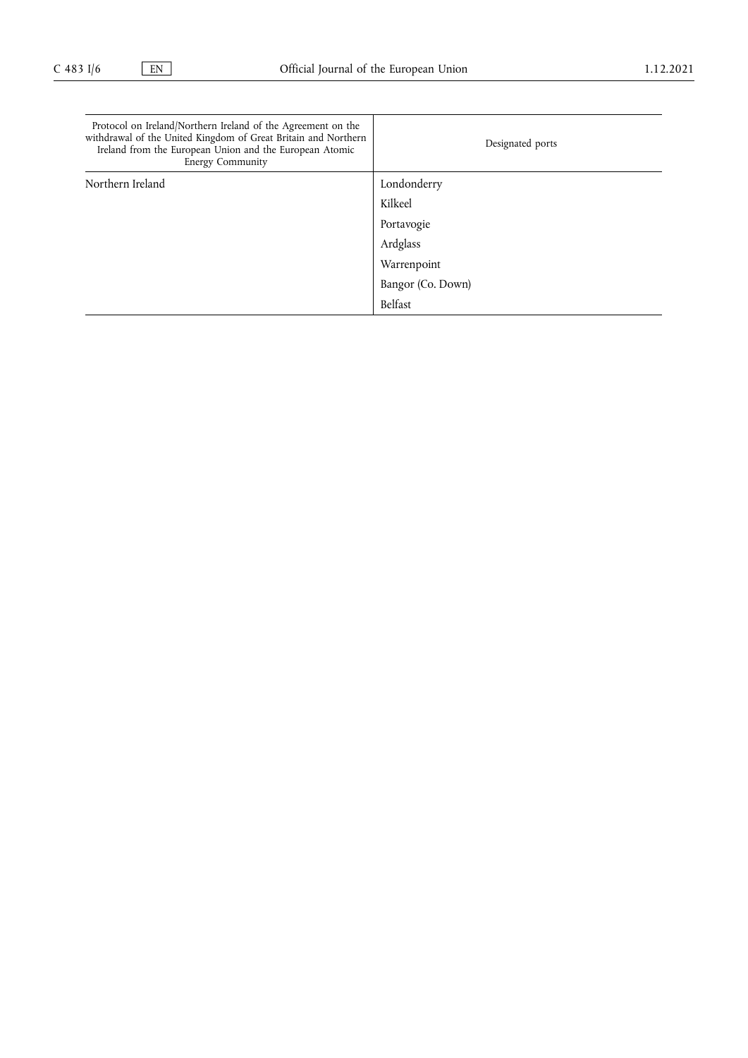| Protocol on Ireland/Northern Ireland of the Agreement on the withdrawal of the United Kingdom of Great Britain and Northern Ireland from the European Union and the European Atomic Energy Community | Designated ports |
| --- | --- |
| Northern Ireland | Londonderry |
| | Kilkeel |
| | Portavogie |
| | Ardglass |
| | Warrenpoint |
| | Bangor (Co. Down) |
| | Belfast |